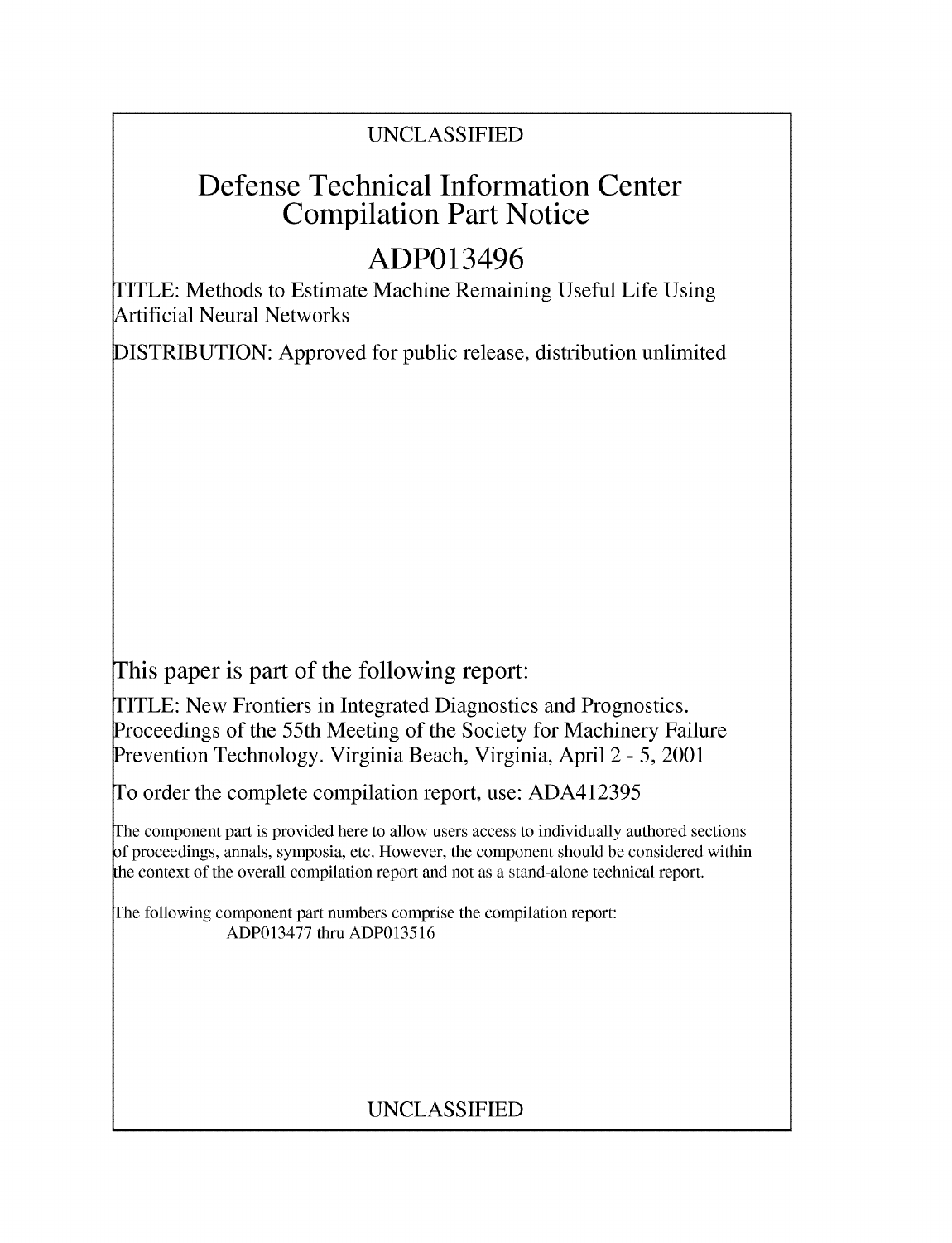UNCLASSIFIED

# Defense Technical Information Center Compilation Part Notice

## ADP013496

TITLE: Methods to Estimate Machine Remaining Useful Life Using Artificial Neural Networks

DISTRIBUTION: Approved for public release, distribution unlimited

This paper is part of the following report:

TITLE: New Frontiers in Integrated Diagnostics and Prognostics. Proceedings of the 55th Meeting of the Society for Machinery Failure Prevention Technology. Virginia Beach, Virginia, April 2 - 5, 2001

To order the complete compilation report, use: ADA412395

The component part is provided here to allow users access to individually authored sections of proceedings, annals, symposia, etc. However, the component should be considered within the context of the overall compilation report and not as a stand-alone technical report.

The following component part numbers comprise the compilation report:
ADP013477 thru ADP013516

UNCLASSIFIED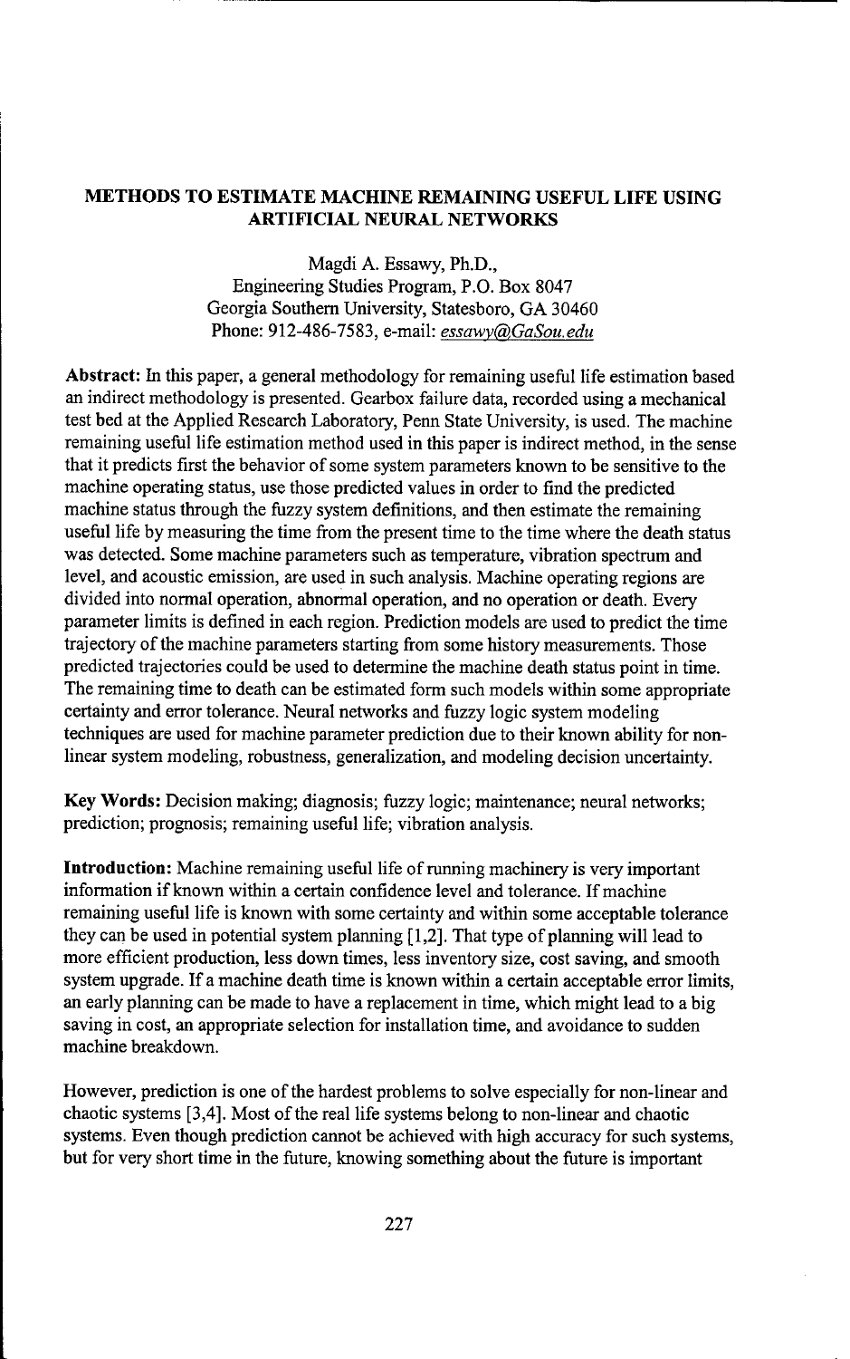## METHODS TO ESTIMATE MACHINE REMAINING USEFUL LIFE USING ARTIFICIAL NEURAL NETWORKS

Magdi A. Essawy, Ph.D.,
Engineering Studies Program, P.O. Box 8047
Georgia Southern University, Statesboro, GA 30460
Phone: 912-486-7583, e-mail: *essawy@GaSou.edu*

**Abstract:** In this paper, a general methodology for remaining useful life estimation based an indirect methodology is presented. Gearbox failure data, recorded using a mechanical test bed at the Applied Research Laboratory, Penn State University, is used. The machine remaining useful life estimation method used in this paper is indirect method, in the sense that it predicts first the behavior of some system parameters known to be sensitive to the machine operating status, use those predicted values in order to find the predicted machine status through the fuzzy system definitions, and then estimate the remaining useful life by measuring the time from the present time to the time where the death status was detected. Some machine parameters such as temperature, vibration spectrum and level, and acoustic emission, are used in such analysis. Machine operating regions are divided into normal operation, abnormal operation, and no operation or death. Every parameter limits is defined in each region. Prediction models are used to predict the time trajectory of the machine parameters starting from some history measurements. Those predicted trajectories could be used to determine the machine death status point in time. The remaining time to death can be estimated form such models within some appropriate certainty and error tolerance. Neural networks and fuzzy logic system modeling techniques are used for machine parameter prediction due to their known ability for non-linear system modeling, robustness, generalization, and modeling decision uncertainty.

**Key Words:** Decision making; diagnosis; fuzzy logic; maintenance; neural networks; prediction; prognosis; remaining useful life; vibration analysis.

**Introduction:** Machine remaining useful life of running machinery is very important information if known within a certain confidence level and tolerance. If machine remaining useful life is known with some certainty and within some acceptable tolerance they can be used in potential system planning [1,2]. That type of planning will lead to more efficient production, less down times, less inventory size, cost saving, and smooth system upgrade. If a machine death time is known within a certain acceptable error limits, an early planning can be made to have a replacement in time, which might lead to a big saving in cost, an appropriate selection for installation time, and avoidance to sudden machine breakdown.

However, prediction is one of the hardest problems to solve especially for non-linear and chaotic systems [3,4]. Most of the real life systems belong to non-linear and chaotic systems. Even though prediction cannot be achieved with high accuracy for such systems, but for very short time in the future, knowing something about the future is important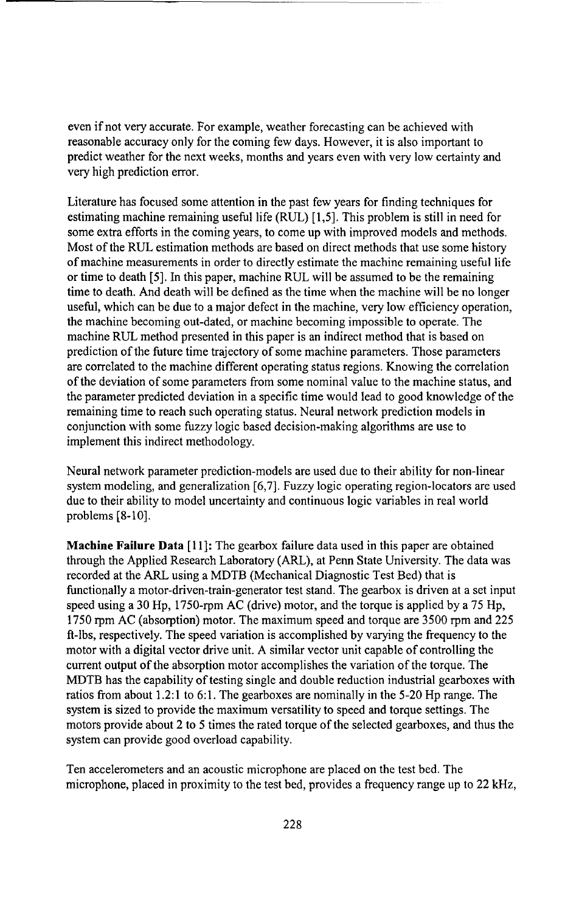even if not very accurate. For example, weather forecasting can be achieved with reasonable accuracy only for the coming few days. However, it is also important to predict weather for the next weeks, months and years even with very low certainty and very high prediction error.

Literature has focused some attention in the past few years for finding techniques for estimating machine remaining useful life (RUL) [1,5]. This problem is still in need for some extra efforts in the coming years, to come up with improved models and methods. Most of the RUL estimation methods are based on direct methods that use some history of machine measurements in order to directly estimate the machine remaining useful life or time to death [5]. In this paper, machine RUL will be assumed to be the remaining time to death. And death will be defined as the time when the machine will be no longer useful, which can be due to a major defect in the machine, very low efficiency operation, the machine becoming out-dated, or machine becoming impossible to operate. The machine RUL method presented in this paper is an indirect method that is based on prediction of the future time trajectory of some machine parameters. Those parameters are correlated to the machine different operating status regions. Knowing the correlation of the deviation of some parameters from some nominal value to the machine status, and the parameter predicted deviation in a specific time would lead to good knowledge of the remaining time to reach such operating status. Neural network prediction models in conjunction with some fuzzy logic based decision-making algorithms are use to implement this indirect methodology.

Neural network parameter prediction-models are used due to their ability for non-linear system modeling, and generalization [6,7]. Fuzzy logic operating region-locators are used due to their ability to model uncertainty and continuous logic variables in real world problems [8-10].

**Machine Failure Data** [11]: The gearbox failure data used in this paper are obtained through the Applied Research Laboratory (ARL), at Penn State University. The data was recorded at the ARL using a MDTB (Mechanical Diagnostic Test Bed) that is functionally a motor-driven-train-generator test stand. The gearbox is driven at a set input speed using a 30 Hp, 1750-rpm AC (drive) motor, and the torque is applied by a 75 Hp, 1750 rpm AC (absorption) motor. The maximum speed and torque are 3500 rpm and 225 ft-lbs, respectively. The speed variation is accomplished by varying the frequency to the motor with a digital vector drive unit. A similar vector unit capable of controlling the current output of the absorption motor accomplishes the variation of the torque. The MDTB has the capability of testing single and double reduction industrial gearboxes with ratios from about 1.2:1 to 6:1. The gearboxes are nominally in the 5-20 Hp range. The system is sized to provide the maximum versatility to speed and torque settings. The motors provide about 2 to 5 times the rated torque of the selected gearboxes, and thus the system can provide good overload capability.

Ten accelerometers and an acoustic microphone are placed on the test bed. The microphone, placed in proximity to the test bed, provides a frequency range up to 22 kHz,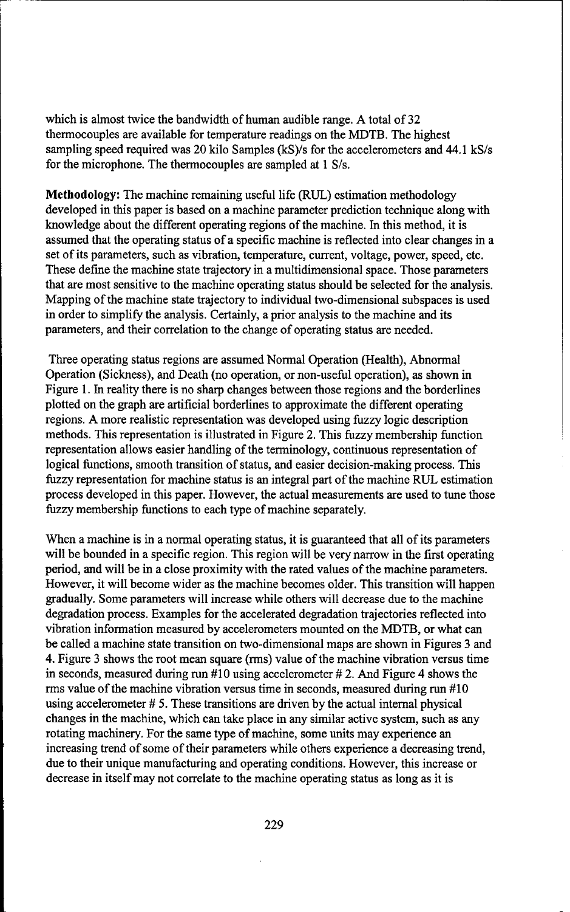which is almost twice the bandwidth of human audible range. A total of 32 thermocouples are available for temperature readings on the MDTB. The highest sampling speed required was 20 kilo Samples (kS)/s for the accelerometers and 44.1 kS/s for the microphone. The thermocouples are sampled at 1 S/s.

**Methodology:** The machine remaining useful life (RUL) estimation methodology developed in this paper is based on a machine parameter prediction technique along with knowledge about the different operating regions of the machine. In this method, it is assumed that the operating status of a specific machine is reflected into clear changes in a set of its parameters, such as vibration, temperature, current, voltage, power, speed, etc. These define the machine state trajectory in a multidimensional space. Those parameters that are most sensitive to the machine operating status should be selected for the analysis. Mapping of the machine state trajectory to individual two-dimensional subspaces is used in order to simplify the analysis. Certainly, a prior analysis to the machine and its parameters, and their correlation to the change of operating status are needed.

Three operating status regions are assumed Normal Operation (Health), Abnormal Operation (Sickness), and Death (no operation, or non-useful operation), as shown in Figure 1. In reality there is no sharp changes between those regions and the borderlines plotted on the graph are artificial borderlines to approximate the different operating regions. A more realistic representation was developed using fuzzy logic description methods. This representation is illustrated in Figure 2. This fuzzy membership function representation allows easier handling of the terminology, continuous representation of logical functions, smooth transition of status, and easier decision-making process. This fuzzy representation for machine status is an integral part of the machine RUL estimation process developed in this paper. However, the actual measurements are used to tune those fuzzy membership functions to each type of machine separately.

When a machine is in a normal operating status, it is guaranteed that all of its parameters will be bounded in a specific region. This region will be very narrow in the first operating period, and will be in a close proximity with the rated values of the machine parameters. However, it will become wider as the machine becomes older. This transition will happen gradually. Some parameters will increase while others will decrease due to the machine degradation process. Examples for the accelerated degradation trajectories reflected into vibration information measured by accelerometers mounted on the MDTB, or what can be called a machine state transition on two-dimensional maps are shown in Figures 3 and 4. Figure 3 shows the root mean square (rms) value of the machine vibration versus time in seconds, measured during run #10 using accelerometer # 2. And Figure 4 shows the rms value of the machine vibration versus time in seconds, measured during run #10 using accelerometer # 5. These transitions are driven by the actual internal physical changes in the machine, which can take place in any similar active system, such as any rotating machinery. For the same type of machine, some units may experience an increasing trend of some of their parameters while others experience a decreasing trend, due to their unique manufacturing and operating conditions. However, this increase or decrease in itself may not correlate to the machine operating status as long as it is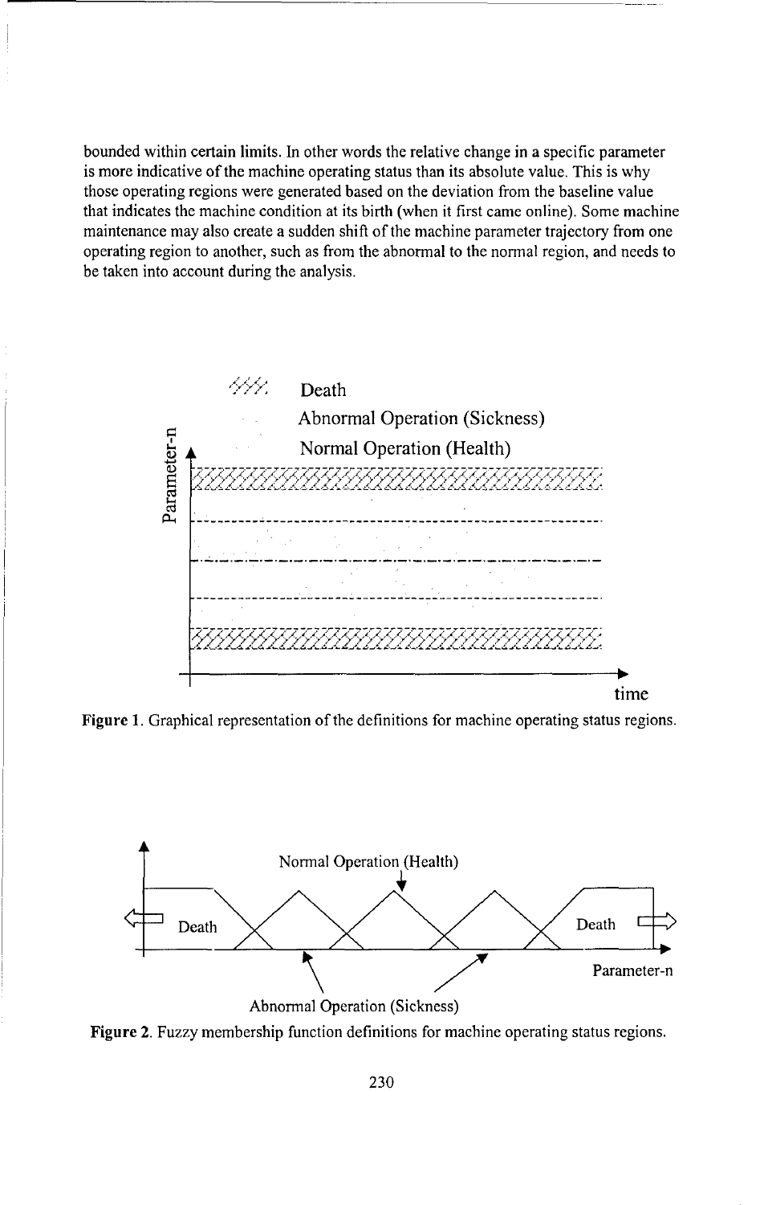bounded within certain limits. In other words the relative change in a specific parameter is more indicative of the machine operating status than its absolute value. This is why those operating regions were generated based on the deviation from the baseline value that indicates the machine condition at its birth (when it first came online). Some machine maintenance may also create a sudden shift of the machine parameter trajectory from one operating region to another, such as from the abnormal to the normal region, and needs to be taken into account during the analysis.

**Figure 1**. Graphical representation of the definitions for machine operating status regions.

**Figure 2**. Fuzzy membership function definitions for machine operating status regions.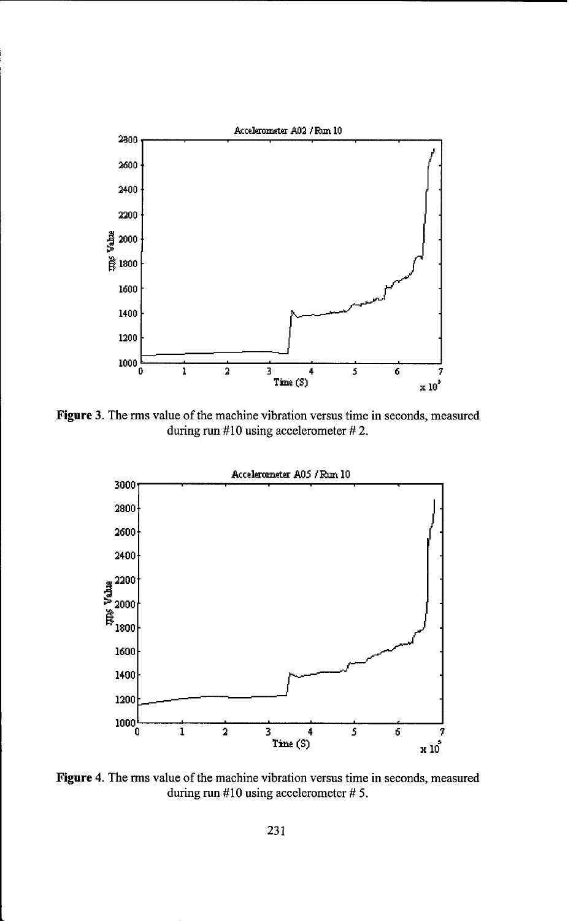**Figure 3**. The rms value of the machine vibration versus time in seconds, measured during run #10 using accelerometer # 2.

**Figure 4**. The rms value of the machine vibration versus time in seconds, measured during run #10 using accelerometer # 5.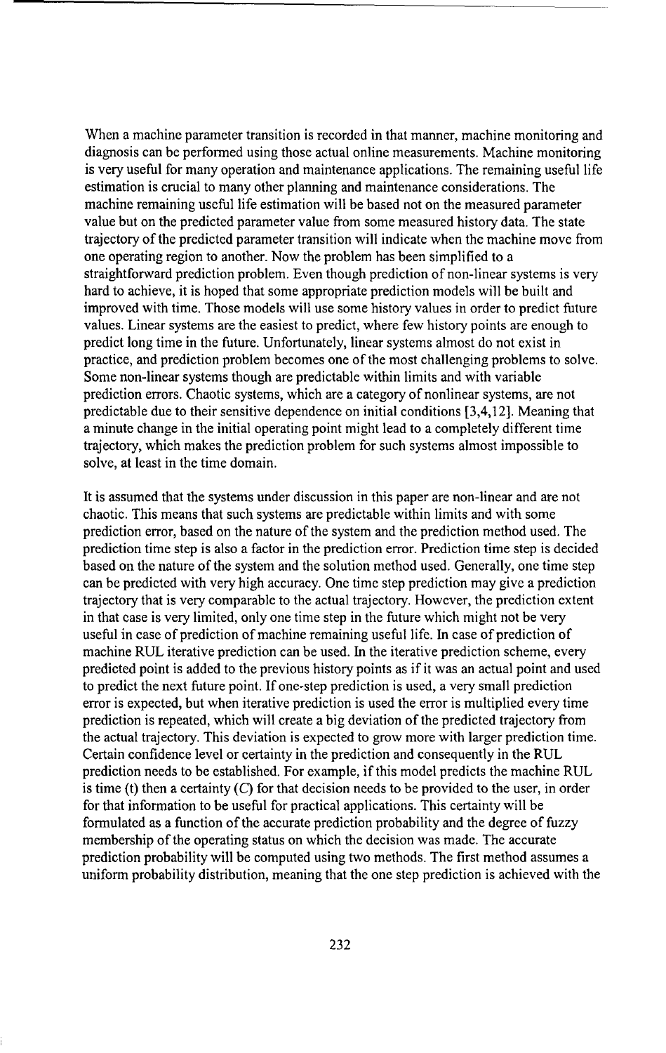When a machine parameter transition is recorded in that manner, machine monitoring and diagnosis can be performed using those actual online measurements. Machine monitoring is very useful for many operation and maintenance applications. The remaining useful life estimation is crucial to many other planning and maintenance considerations. The machine remaining useful life estimation will be based not on the measured parameter value but on the predicted parameter value from some measured history data. The state trajectory of the predicted parameter transition will indicate when the machine move from one operating region to another. Now the problem has been simplified to a straightforward prediction problem. Even though prediction of non-linear systems is very hard to achieve, it is hoped that some appropriate prediction models will be built and improved with time. Those models will use some history values in order to predict future values. Linear systems are the easiest to predict, where few history points are enough to predict long time in the future. Unfortunately, linear systems almost do not exist in practice, and prediction problem becomes one of the most challenging problems to solve. Some non-linear systems though are predictable within limits and with variable prediction errors. Chaotic systems, which are a category of nonlinear systems, are not predictable due to their sensitive dependence on initial conditions [3,4,12]. Meaning that a minute change in the initial operating point might lead to a completely different time trajectory, which makes the prediction problem for such systems almost impossible to solve, at least in the time domain.

It is assumed that the systems under discussion in this paper are non-linear and are not chaotic. This means that such systems are predictable within limits and with some prediction error, based on the nature of the system and the prediction method used. The prediction time step is also a factor in the prediction error. Prediction time step is decided based on the nature of the system and the solution method used. Generally, one time step can be predicted with very high accuracy. One time step prediction may give a prediction trajectory that is very comparable to the actual trajectory. However, the prediction extent in that case is very limited, only one time step in the future which might not be very useful in case of prediction of machine remaining useful life. In case of prediction of machine RUL iterative prediction can be used. In the iterative prediction scheme, every predicted point is added to the previous history points as if it was an actual point and used to predict the next future point. If one-step prediction is used, a very small prediction error is expected, but when iterative prediction is used the error is multiplied every time prediction is repeated, which will create a big deviation of the predicted trajectory from the actual trajectory. This deviation is expected to grow more with larger prediction time. Certain confidence level or certainty in the prediction and consequently in the RUL prediction needs to be established. For example, if this model predicts the machine RUL is time (t) then a certainty (*C*) for that decision needs to be provided to the user, in order for that information to be useful for practical applications. This certainty will be formulated as a function of the accurate prediction probability and the degree of fuzzy membership of the operating status on which the decision was made. The accurate prediction probability will be computed using two methods. The first method assumes a uniform probability distribution, meaning that the one step prediction is achieved with the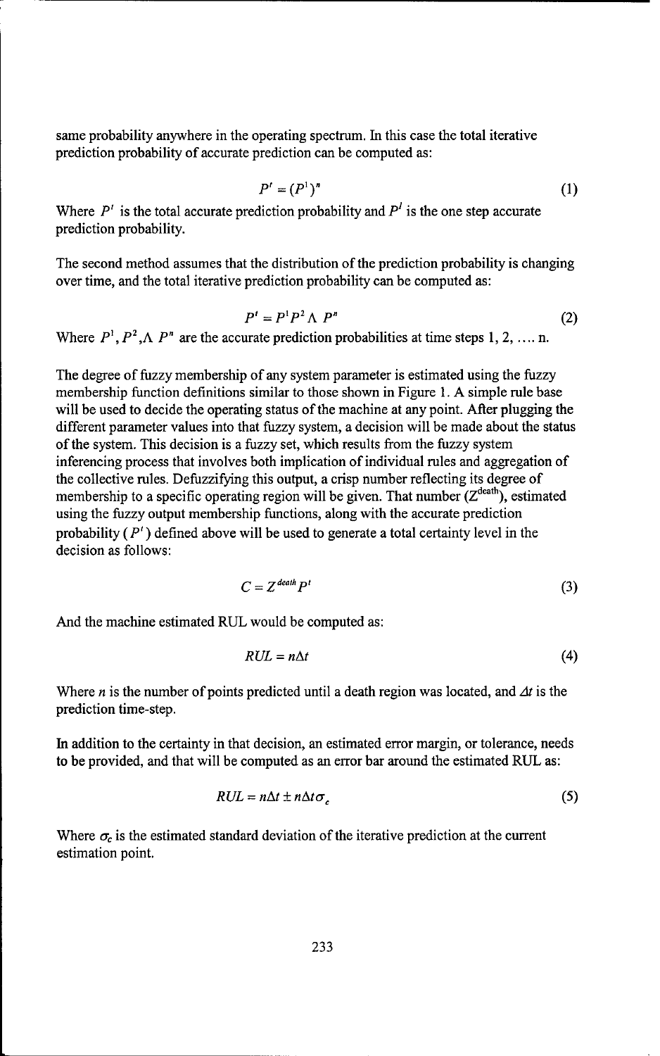same probability anywhere in the operating spectrum. In this case the total iterative prediction probability of accurate prediction can be computed as:

$$P^t = (P^1)^n \tag{1}$$

Where $P^t$ is the total accurate prediction probability and $P^1$ is the one step accurate prediction probability.

The second method assumes that the distribution of the prediction probability is changing over time, and the total iterative prediction probability can be computed as:

$$P^t = P^1 P^2 \Lambda\ P^n \tag{2}$$

Where $P^1, P^2, \Lambda\ P^n$ are the accurate prediction probabilities at time steps 1, 2, .... n.

The degree of fuzzy membership of any system parameter is estimated using the fuzzy membership function definitions similar to those shown in Figure 1. A simple rule base will be used to decide the operating status of the machine at any point. After plugging the different parameter values into that fuzzy system, a decision will be made about the status of the system. This decision is a fuzzy set, which results from the fuzzy system inferencing process that involves both implication of individual rules and aggregation of the collective rules. Defuzzifying this output, a crisp number reflecting its degree of membership to a specific operating region will be given. That number ($Z^{death}$), estimated using the fuzzy output membership functions, along with the accurate prediction probability ($P^t$) defined above will be used to generate a total certainty level in the decision as follows:

$$C = Z^{death} P^t \tag{3}$$

And the machine estimated RUL would be computed as:

$$RUL = n\Delta t \tag{4}$$

Where $n$ is the number of points predicted until a death region was located, and $\Delta t$ is the prediction time-step.

In addition to the certainty in that decision, an estimated error margin, or tolerance, needs to be provided, and that will be computed as an error bar around the estimated RUL as:

$$RUL = n\Delta t \pm n\Delta t \sigma_c \tag{5}$$

Where $\sigma_c$ is the estimated standard deviation of the iterative prediction at the current estimation point.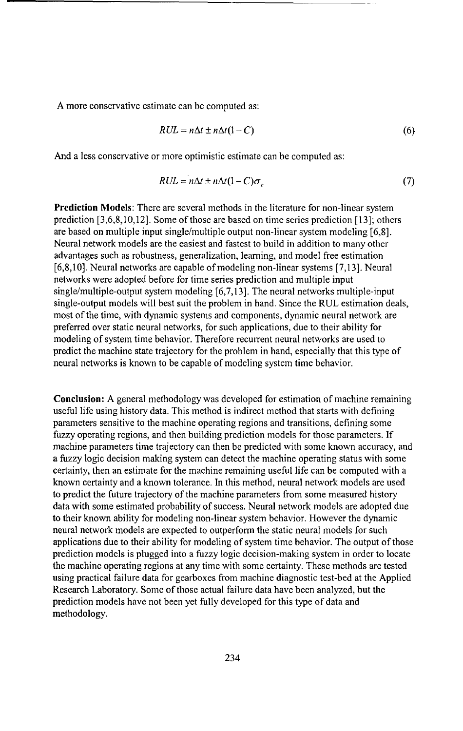A more conservative estimate can be computed as:

$$RUL = n\Delta t \pm n\Delta t(1 - C) \tag{6}$$

And a less conservative or more optimistic estimate can be computed as:

$$RUL = n\Delta t \pm n\Delta t(1 - C)\sigma_e \tag{7}$$

**Prediction Models**: There are several methods in the literature for non-linear system prediction [3,6,8,10,12]. Some of those are based on time series prediction [13]; others are based on multiple input single/multiple output non-linear system modeling [6,8]. Neural network models are the easiest and fastest to build in addition to many other advantages such as robustness, generalization, learning, and model free estimation [6,8,10]. Neural networks are capable of modeling non-linear systems [7,13]. Neural networks were adopted before for time series prediction and multiple input single/multiple-output system modeling [6,7,13]. The neural networks multiple-input single-output models will best suit the problem in hand. Since the RUL estimation deals, most of the time, with dynamic systems and components, dynamic neural network are preferred over static neural networks, for such applications, due to their ability for modeling of system time behavior. Therefore recurrent neural networks are used to predict the machine state trajectory for the problem in hand, especially that this type of neural networks is known to be capable of modeling system time behavior.

**Conclusion:** A general methodology was developed for estimation of machine remaining useful life using history data. This method is indirect method that starts with defining parameters sensitive to the machine operating regions and transitions, defining some fuzzy operating regions, and then building prediction models for those parameters. If machine parameters time trajectory can then be predicted with some known accuracy, and a fuzzy logic decision making system can detect the machine operating status with some certainty, then an estimate for the machine remaining useful life can be computed with a known certainty and a known tolerance. In this method, neural network models are used to predict the future trajectory of the machine parameters from some measured history data with some estimated probability of success. Neural network models are adopted due to their known ability for modeling non-linear system behavior. However the dynamic neural network models are expected to outperform the static neural models for such applications due to their ability for modeling of system time behavior. The output of those prediction models is plugged into a fuzzy logic decision-making system in order to locate the machine operating regions at any time with some certainty. These methods are tested using practical failure data for gearboxes from machine diagnostic test-bed at the Applied Research Laboratory. Some of those actual failure data have been analyzed, but the prediction models have not been yet fully developed for this type of data and methodology.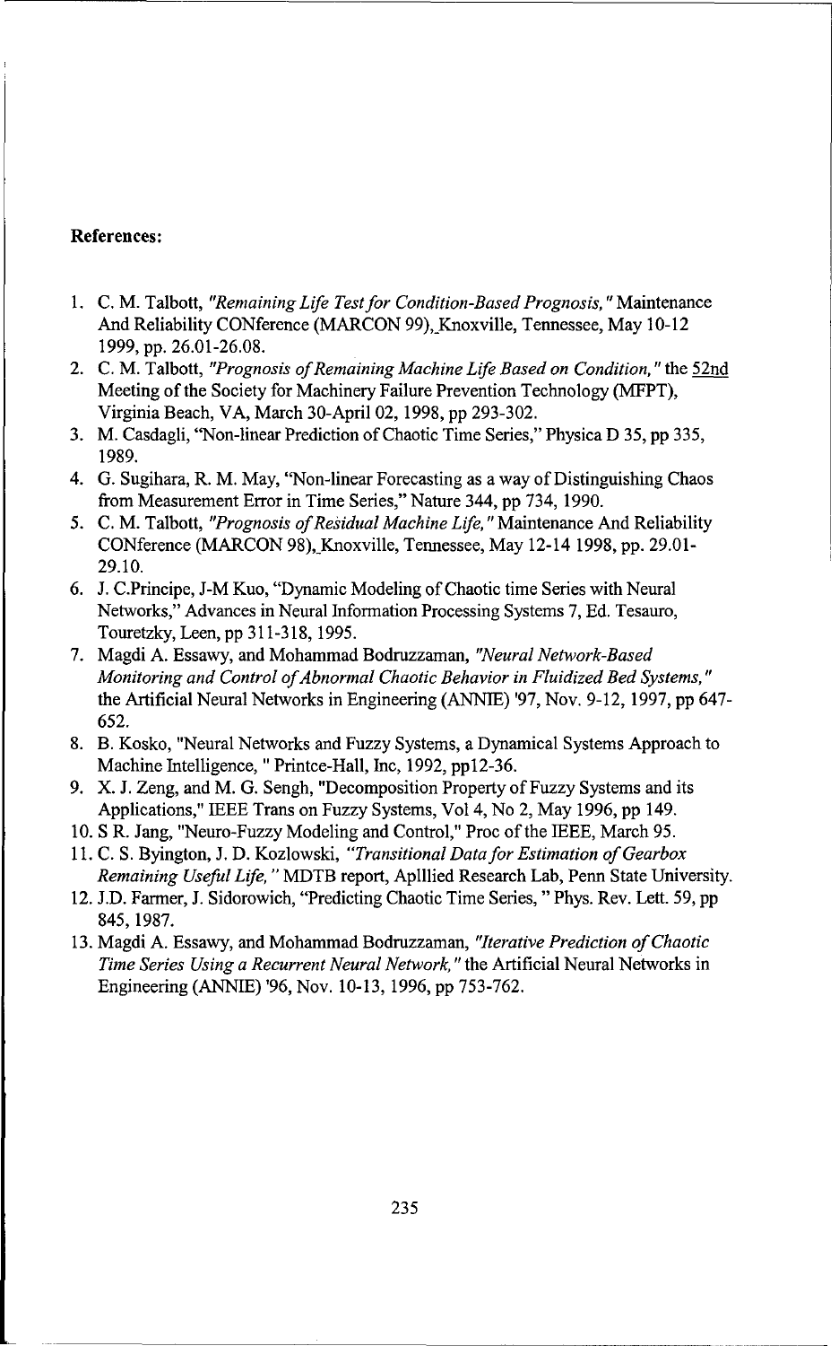**References:**

1. C. M. Talbott, *"Remaining Life Test for Condition-Based Prognosis,"* Maintenance And Reliability CONference (MARCON 99), Knoxville, Tennessee, May 10-12 1999, pp. 26.01-26.08.
2. C. M. Talbott, *"Prognosis of Remaining Machine Life Based on Condition,"* the 52nd Meeting of the Society for Machinery Failure Prevention Technology (MFPT), Virginia Beach, VA, March 30-April 02, 1998, pp 293-302.
3. M. Casdagli, "Non-linear Prediction of Chaotic Time Series," Physica D 35, pp 335, 1989.
4. G. Sugihara, R. M. May, "Non-linear Forecasting as a way of Distinguishing Chaos from Measurement Error in Time Series," Nature 344, pp 734, 1990.
5. C. M. Talbott, *"Prognosis of Residual Machine Life,"* Maintenance And Reliability CONference (MARCON 98), Knoxville, Tennessee, May 12-14 1998, pp. 29.01-29.10.
6. J. C.Principe, J-M Kuo, "Dynamic Modeling of Chaotic time Series with Neural Networks," Advances in Neural Information Processing Systems 7, Ed. Tesauro, Touretzky, Leen, pp 311-318, 1995.
7. Magdi A. Essawy, and Mohammad Bodruzzaman, *"Neural Network-Based Monitoring and Control of Abnormal Chaotic Behavior in Fluidized Bed Systems,"* the Artificial Neural Networks in Engineering (ANNIE) '97, Nov. 9-12, 1997, pp 647-652.
8. B. Kosko, "Neural Networks and Fuzzy Systems, a Dynamical Systems Approach to Machine Intelligence, " Printce-Hall, Inc, 1992, pp12-36.
9. X. J. Zeng, and M. G. Sengh, "Decomposition Property of Fuzzy Systems and its Applications," IEEE Trans on Fuzzy Systems, Vol 4, No 2, May 1996, pp 149.
10. S R. Jang, "Neuro-Fuzzy Modeling and Control," Proc of the IEEE, March 95.
11. C. S. Byington, J. D. Kozlowski, *"Transitional Data for Estimation of Gearbox Remaining Useful Life,"* MDTB report, Aplllied Research Lab, Penn State University.
12. J.D. Farmer, J. Sidorowich, "Predicting Chaotic Time Series, " Phys. Rev. Lett. 59, pp 845, 1987.
13. Magdi A. Essawy, and Mohammad Bodruzzaman, *"Iterative Prediction of Chaotic Time Series Using a Recurrent Neural Network,"* the Artificial Neural Networks in Engineering (ANNIE) '96, Nov. 10-13, 1996, pp 753-762.